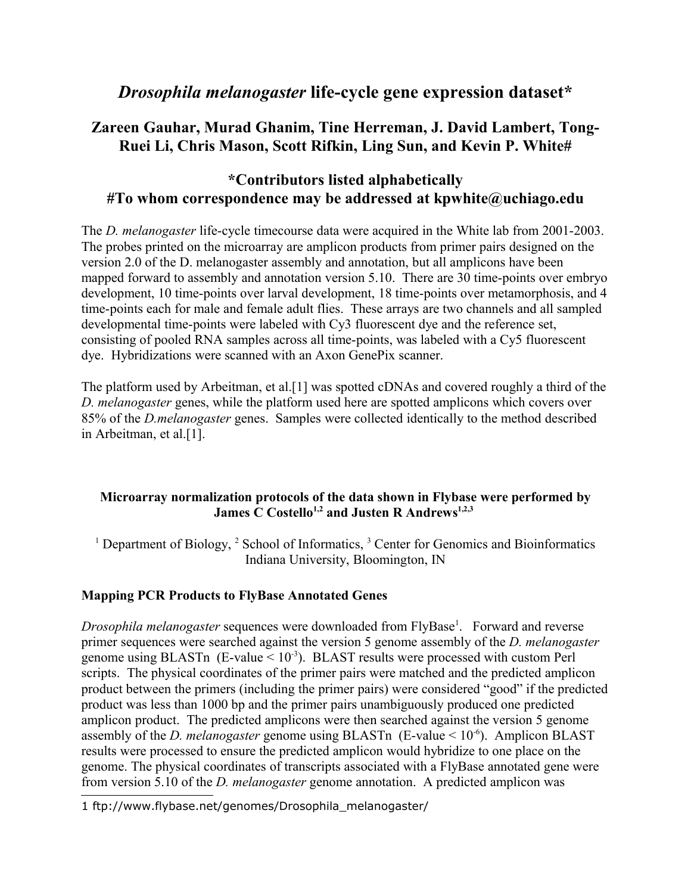# *Drosophila melanogaster* life-cycle gene expression dataset*

## Zareen Gauhar, Murad Ghanim, Tine Herreman, J. David Lambert, Tong-Ruei Li, Chris Mason, Scott Rifkin, Ling Sun, and Kevin P. White#

## *Contributors listed alphabetically
## #To whom correspondence may be addressed at kpwhite@uchiago.edu

The *D. melanogaster* life-cycle timecourse data were acquired in the White lab from 2001-2003. The probes printed on the microarray are amplicon products from primer pairs designed on the version 2.0 of the D. melanogaster assembly and annotation, but all amplicons have been mapped forward to assembly and annotation version 5.10. There are 30 time-points over embryo development, 10 time-points over larval development, 18 time-points over metamorphosis, and 4 time-points each for male and female adult flies. These arrays are two channels and all sampled developmental time-points were labeled with Cy3 fluorescent dye and the reference set, consisting of pooled RNA samples across all time-points, was labeled with a Cy5 fluorescent dye. Hybridizations were scanned with an Axon GenePix scanner.

The platform used by Arbeitman, et al.[1] was spotted cDNAs and covered roughly a third of the *D. melanogaster* genes, while the platform used here are spotted amplicons which covers over 85% of the *D.melanogaster* genes. Samples were collected identically to the method described in Arbeitman, et al.[1].

### Microarray normalization protocols of the data shown in Flybase were performed by James C Costello[1,2] and Justen R Andrews[1,2,3]

[1] Department of Biology, [2] School of Informatics, [3] Center for Genomics and Bioinformatics Indiana University, Bloomington, IN

### Mapping PCR Products to FlyBase Annotated Genes

*Drosophila melanogaster* sequences were downloaded from FlyBase[1]. Forward and reverse primer sequences were searched against the version 5 genome assembly of the *D. melanogaster* genome using BLASTn (E-value < $10^{-3}$). BLAST results were processed with custom Perl scripts. The physical coordinates of the primer pairs were matched and the predicted amplicon product between the primers (including the primer pairs) were considered "good" if the predicted product was less than 1000 bp and the primer pairs unambiguously produced one predicted amplicon product. The predicted amplicons were then searched against the version 5 genome assembly of the *D. melanogaster* genome using BLASTn (E-value < $10^{-6}$). Amplicon BLAST results were processed to ensure the predicted amplicon would hybridize to one place on the genome. The physical coordinates of transcripts associated with a FlyBase annotated gene were from version 5.10 of the *D. melanogaster* genome annotation. A predicted amplicon was

1 ftp://www.flybase.net/genomes/Drosophila_melanogaster/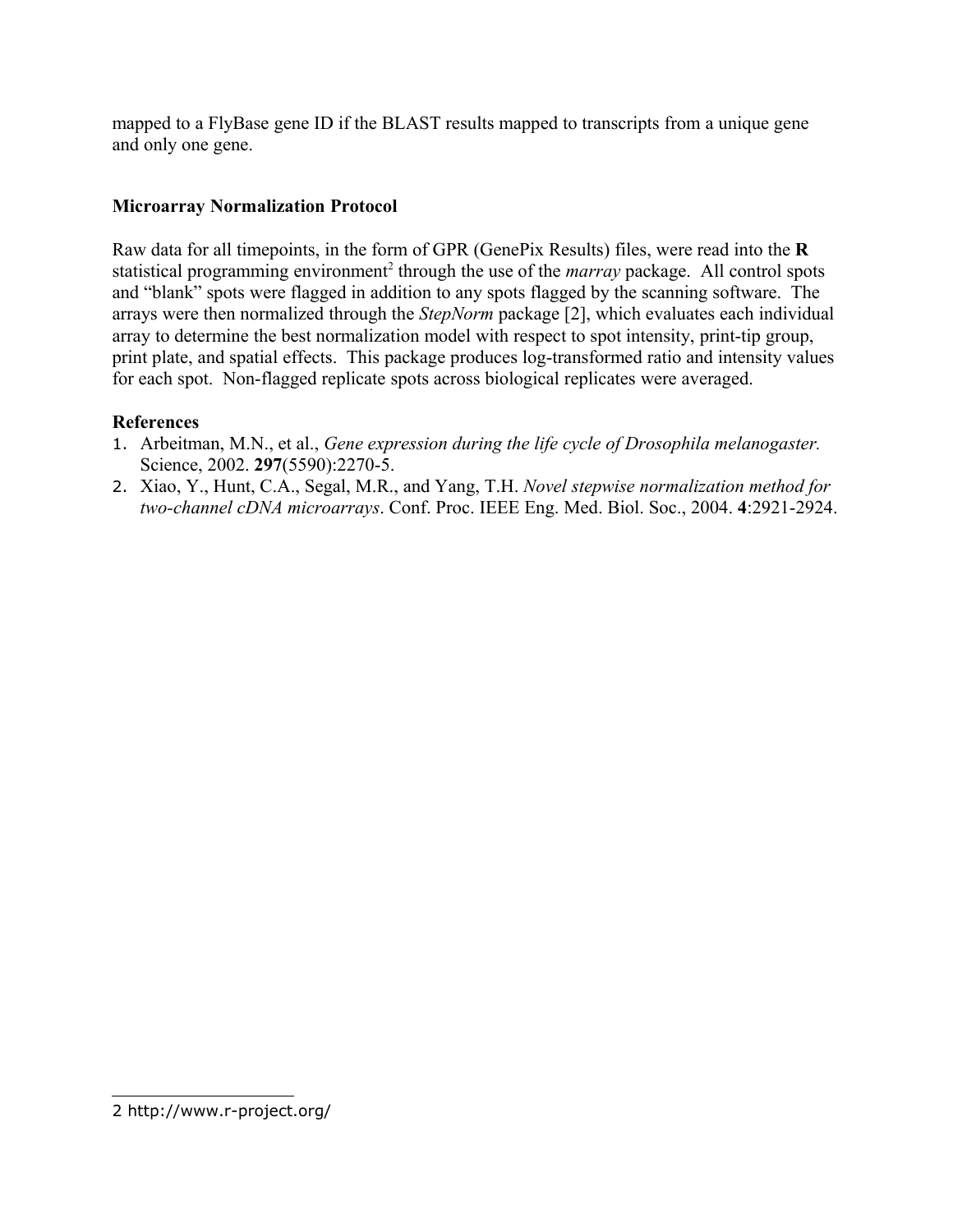mapped to a FlyBase gene ID if the BLAST results mapped to transcripts from a unique gene and only one gene.

### Microarray Normalization Protocol

Raw data for all timepoints, in the form of GPR (GenePix Results) files, were read into the **R** statistical programming environment[2] through the use of the *marray* package. All control spots and "blank" spots were flagged in addition to any spots flagged by the scanning software. The arrays were then normalized through the *StepNorm* package [2], which evaluates each individual array to determine the best normalization model with respect to spot intensity, print-tip group, print plate, and spatial effects. This package produces log-transformed ratio and intensity values for each spot. Non-flagged replicate spots across biological replicates were averaged.

### References

1. Arbeitman, M.N., et al., *Gene expression during the life cycle of Drosophila melanogaster.* Science, 2002. **297**(5590):2270-5.
2. Xiao, Y., Hunt, C.A., Segal, M.R., and Yang, T.H. *Novel stepwise normalization method for two-channel cDNA microarrays*. Conf. Proc. IEEE Eng. Med. Biol. Soc., 2004. **4**:2921-2924.

---

2 http://www.r-project.org/